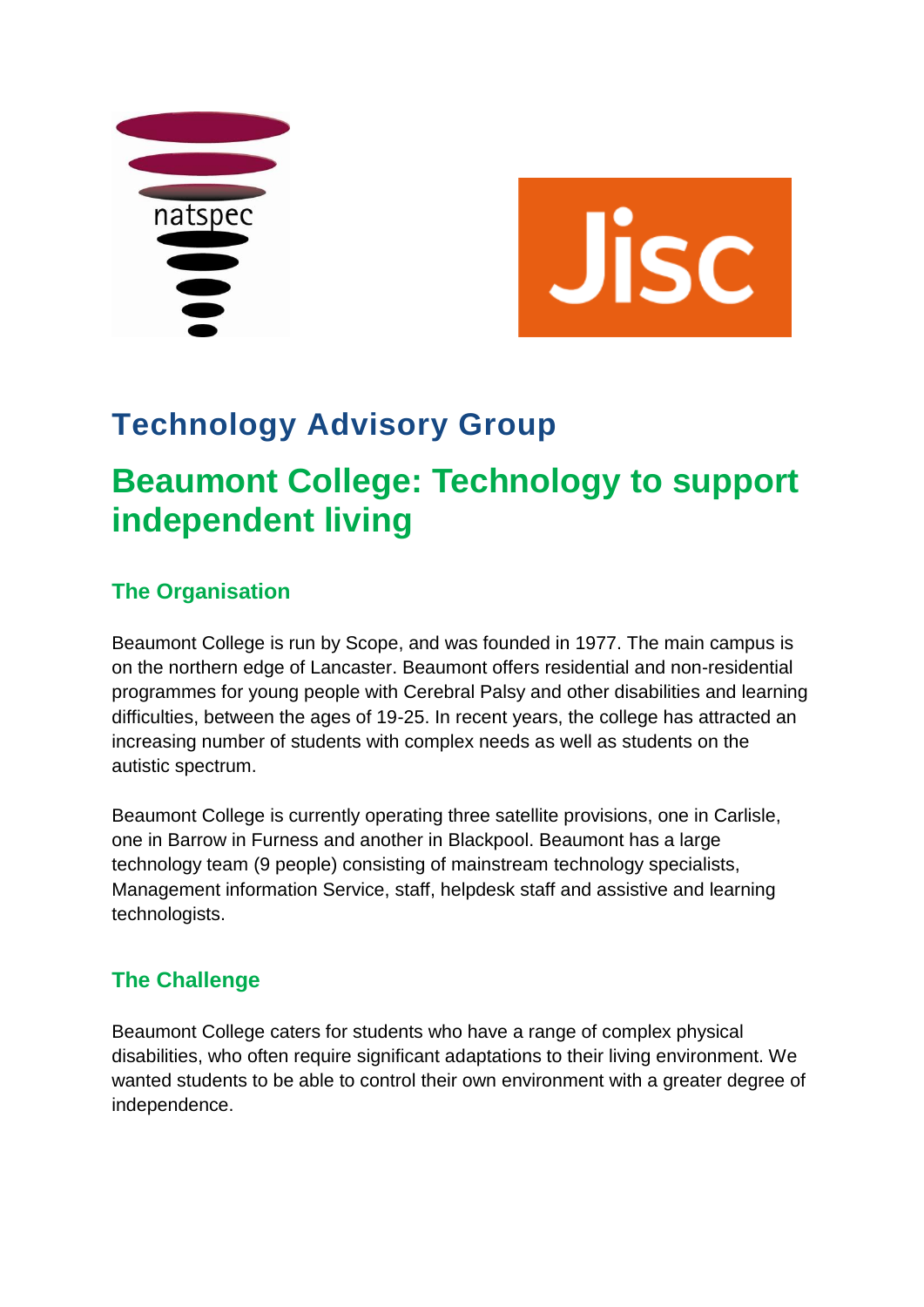# Technology Advisory Group

# Beaumont College: Technology to support independent living

## The Organisation

Beaumont College is run by Scope, and was founded in 1977. The main campus is on the northern edge of Lancaster. Beaumont offers residential and non-residential programmes for young people with Cerebral Palsy and other disabilities and learning difficulties, between the ages of 19-25. In recent years, the college has attracted an increasing number of students with complex needs as well as students on the autistic spectrum.

Beaumont College is currently operating three satellite provisions, one in Carlisle, one in Barrow in Furness and another in Blackpool. Beaumont has a large technology team (9 people) consisting of mainstream technology specialists, Management information Service, staff, helpdesk staff and assistive and learning technologists.

## The Challenge

Beaumont College caters for students who have a range of complex physical disabilities, who often require significant adaptations to their living environment. We wanted students to be able to control their own environment with a greater degree of independence.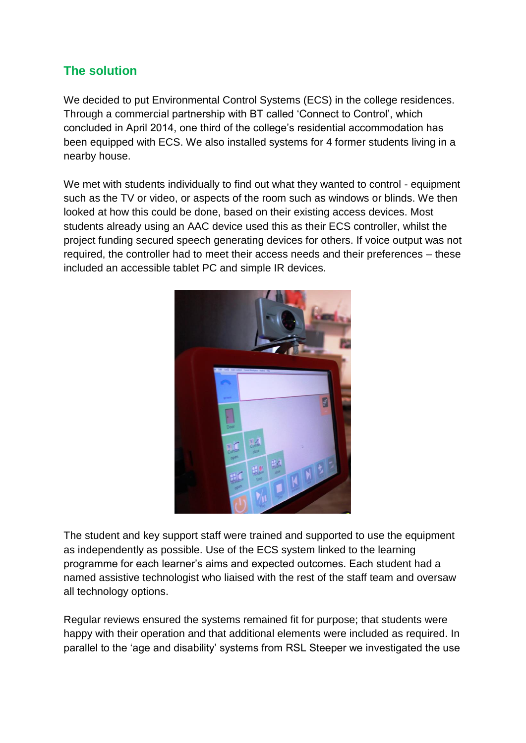## The solution

We decided to put Environmental Control Systems (ECS) in the college residences. Through a commercial partnership with BT called 'Connect to Control', which concluded in April 2014, one third of the college's residential accommodation has been equipped with ECS. We also installed systems for 4 former students living in a nearby house.

We met with students individually to find out what they wanted to control - equipment such as the TV or video, or aspects of the room such as windows or blinds. We then looked at how this could be done, based on their existing access devices. Most students already using an AAC device used this as their ECS controller, whilst the project funding secured speech generating devices for others. If voice output was not required, the controller had to meet their access needs and their preferences – these included an accessible tablet PC and simple IR devices.

The student and key support staff were trained and supported to use the equipment as independently as possible. Use of the ECS system linked to the learning programme for each learner's aims and expected outcomes. Each student had a named assistive technologist who liaised with the rest of the staff team and oversaw all technology options.

Regular reviews ensured the systems remained fit for purpose; that students were happy with their operation and that additional elements were included as required. In parallel to the 'age and disability' systems from RSL Steeper we investigated the use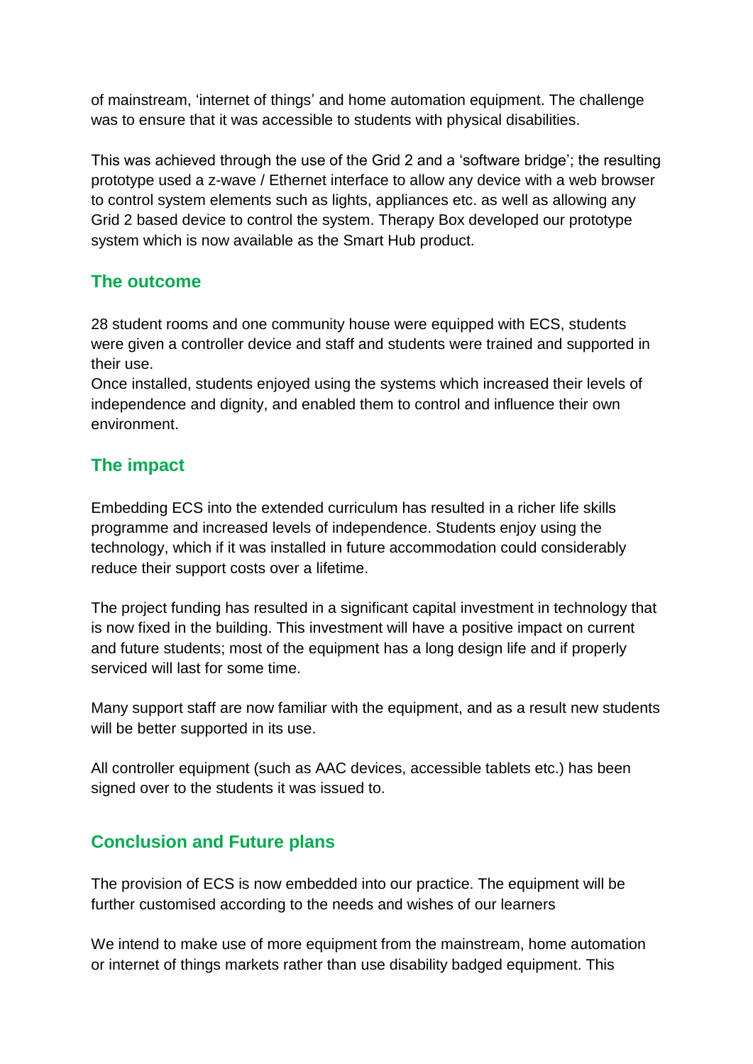of mainstream, 'internet of things' and home automation equipment. The challenge was to ensure that it was accessible to students with physical disabilities.

This was achieved through the use of the Grid 2 and a 'software bridge'; the resulting prototype used a z-wave / Ethernet interface to allow any device with a web browser to control system elements such as lights, appliances etc. as well as allowing any Grid 2 based device to control the system. Therapy Box developed our prototype system which is now available as the Smart Hub product.

## The outcome

28 student rooms and one community house were equipped with ECS, students were given a controller device and staff and students were trained and supported in their use.

Once installed, students enjoyed using the systems which increased their levels of independence and dignity, and enabled them to control and influence their own environment.

## The impact

Embedding ECS into the extended curriculum has resulted in a richer life skills programme and increased levels of independence. Students enjoy using the technology, which if it was installed in future accommodation could considerably reduce their support costs over a lifetime.

The project funding has resulted in a significant capital investment in technology that is now fixed in the building. This investment will have a positive impact on current and future students; most of the equipment has a long design life and if properly serviced will last for some time.

Many support staff are now familiar with the equipment, and as a result new students will be better supported in its use.

All controller equipment (such as AAC devices, accessible tablets etc.) has been signed over to the students it was issued to.

## Conclusion and Future plans

The provision of ECS is now embedded into our practice. The equipment will be further customised according to the needs and wishes of our learners

We intend to make use of more equipment from the mainstream, home automation or internet of things markets rather than use disability badged equipment. This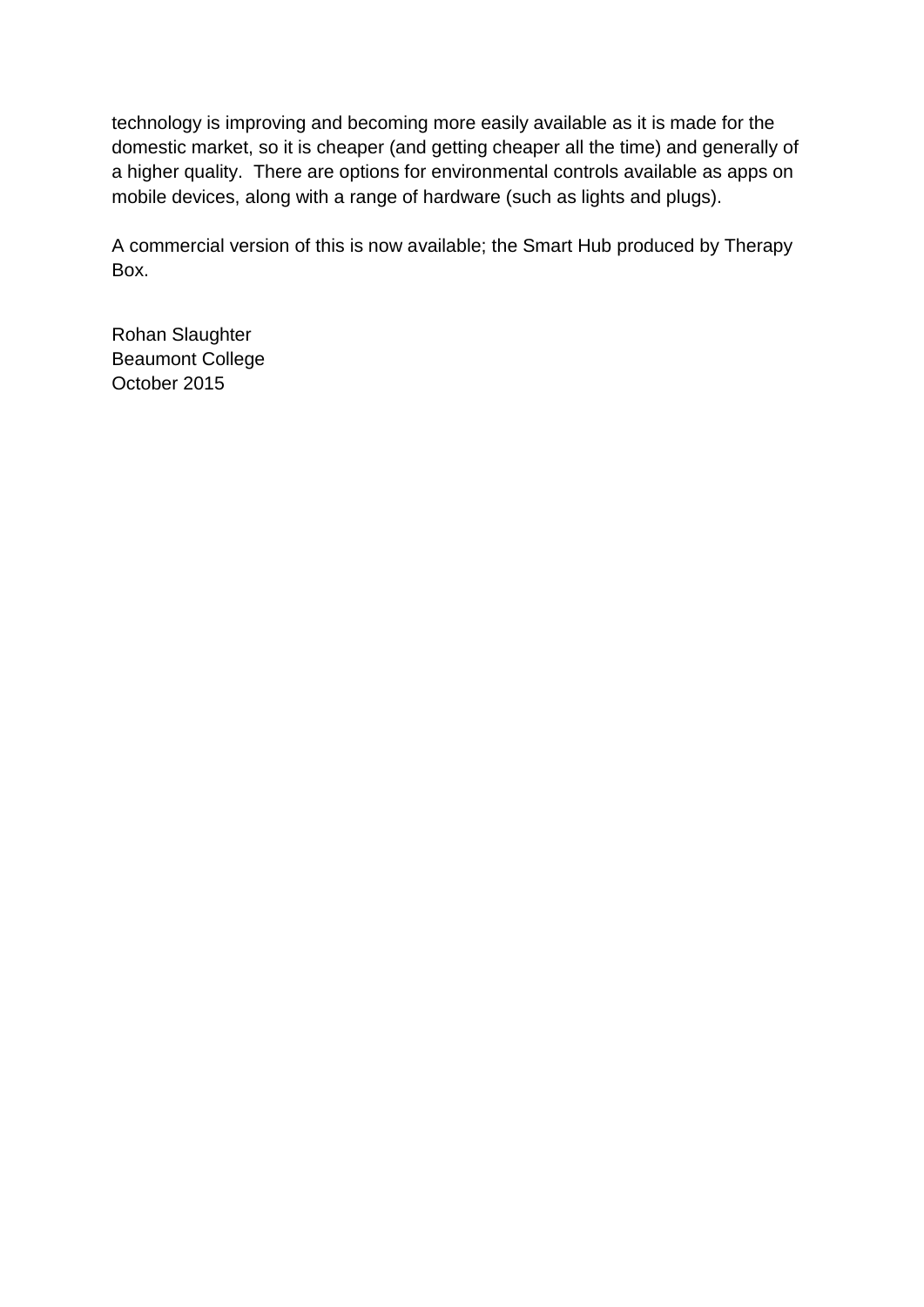technology is improving and becoming more easily available as it is made for the domestic market, so it is cheaper (and getting cheaper all the time) and generally of a higher quality. There are options for environmental controls available as apps on mobile devices, along with a range of hardware (such as lights and plugs).

A commercial version of this is now available; the Smart Hub produced by Therapy Box.

Rohan Slaughter  
Beaumont College  
October 2015